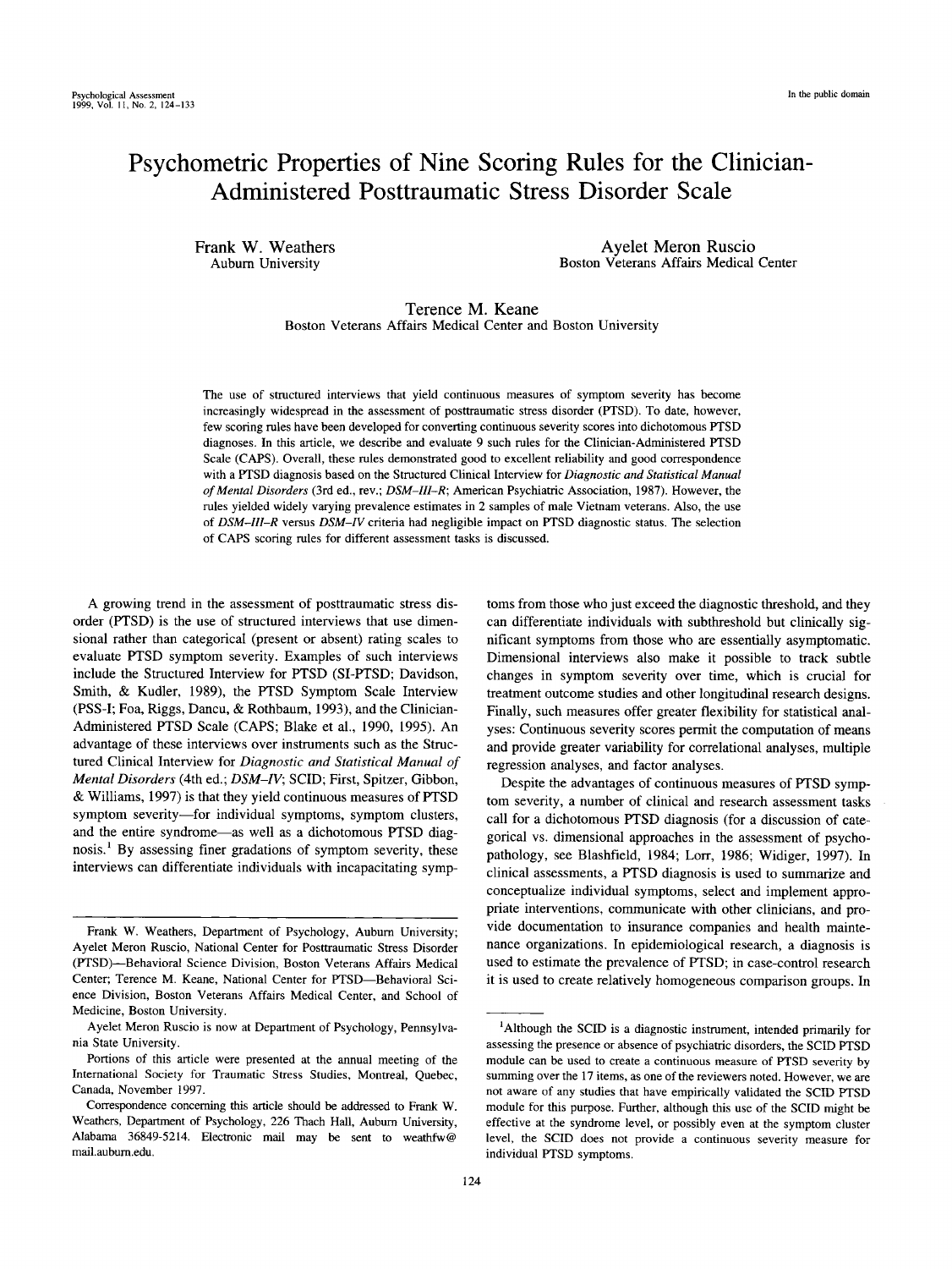# Psychometric Properties of Nine Scoring Rules for the Clinician-Administered Posttraumatic Stress Disorder Scale

Frank W. Weathers
Auburn University

Ayelet Meron Ruscio
Boston Veterans Affairs Medical Center

Terence M. Keane
Boston Veterans Affairs Medical Center and Boston University

The use of structured interviews that yield continuous measures of symptom severity has become increasingly widespread in the assessment of posttraumatic stress disorder (PTSD). To date, however, few scoring rules have been developed for converting continuous severity scores into dichotomous PTSD diagnoses. In this article, we describe and evaluate 9 such rules for the Clinician-Administered PTSD Scale (CAPS). Overall, these rules demonstrated good to excellent reliability and good correspondence with a PTSD diagnosis based on the Structured Clinical Interview for *Diagnostic and Statistical Manual of Mental Disorders* (3rd ed., rev.; *DSM–III–R*; American Psychiatric Association, 1987). However, the rules yielded widely varying prevalence estimates in 2 samples of male Vietnam veterans. Also, the use of *DSM–III–R* versus *DSM–IV* criteria had negligible impact on PTSD diagnostic status. The selection of CAPS scoring rules for different assessment tasks is discussed.

A growing trend in the assessment of posttraumatic stress disorder (PTSD) is the use of structured interviews that use dimensional rather than categorical (present or absent) rating scales to evaluate PTSD symptom severity. Examples of such interviews include the Structured Interview for PTSD (SI-PTSD; Davidson, Smith, & Kudler, 1989), the PTSD Symptom Scale Interview (PSS-I; Foa, Riggs, Dancu, & Rothbaum, 1993), and the Clinician-Administered PTSD Scale (CAPS; Blake et al., 1990, 1995). An advantage of these interviews over instruments such as the Structured Clinical Interview for *Diagnostic and Statistical Manual of Mental Disorders* (4th ed.; *DSM–IV*; SCID; First, Spitzer, Gibbon, & Williams, 1997) is that they yield continuous measures of PTSD symptom severity—for individual symptoms, symptom clusters, and the entire syndrome—as well as a dichotomous PTSD diagnosis.[1] By assessing finer gradations of symptom severity, these interviews can differentiate individuals with incapacitating symptoms from those who just exceed the diagnostic threshold, and they can differentiate individuals with subthreshold but clinically significant symptoms from those who are essentially asymptomatic. Dimensional interviews also make it possible to track subtle changes in symptom severity over time, which is crucial for treatment outcome studies and other longitudinal research designs. Finally, such measures offer greater flexibility for statistical analyses: Continuous severity scores permit the computation of means and provide greater variability for correlational analyses, multiple regression analyses, and factor analyses.

Despite the advantages of continuous measures of PTSD symptom severity, a number of clinical and research assessment tasks call for a dichotomous PTSD diagnosis (for a discussion of categorical vs. dimensional approaches in the assessment of psychopathology, see Blashfield, 1984; Lorr, 1986; Widiger, 1997). In clinical assessments, a PTSD diagnosis is used to summarize and conceptualize individual symptoms, select and implement appropriate interventions, communicate with other clinicians, and provide documentation to insurance companies and health maintenance organizations. In epidemiological research, a diagnosis is used to estimate the prevalence of PTSD; in case-control research it is used to create relatively homogeneous comparison groups. In

---

Frank W. Weathers, Department of Psychology, Auburn University; Ayelet Meron Ruscio, National Center for Posttraumatic Stress Disorder (PTSD)—Behavioral Science Division, Boston Veterans Affairs Medical Center; Terence M. Keane, National Center for PTSD—Behavioral Science Division, Boston Veterans Affairs Medical Center, and School of Medicine, Boston University.

Ayelet Meron Ruscio is now at Department of Psychology, Pennsylvania State University.

Portions of this article were presented at the annual meeting of the International Society for Traumatic Stress Studies, Montreal, Quebec, Canada, November 1997.

Correspondence concerning this article should be addressed to Frank W. Weathers, Department of Psychology, 226 Thach Hall, Auburn University, Alabama 36849-5214. Electronic mail may be sent to weathfw@mail.auburn.edu.

[1] Although the SCID is a diagnostic instrument, intended primarily for assessing the presence or absence of psychiatric disorders, the SCID PTSD module can be used to create a continuous measure of PTSD severity by summing over the 17 items, as one of the reviewers noted. However, we are not aware of any studies that have empirically validated the SCID PTSD module for this purpose. Further, although this use of the SCID might be effective at the syndrome level, or possibly even at the symptom cluster level, the SCID does not provide a continuous severity measure for individual PTSD symptoms.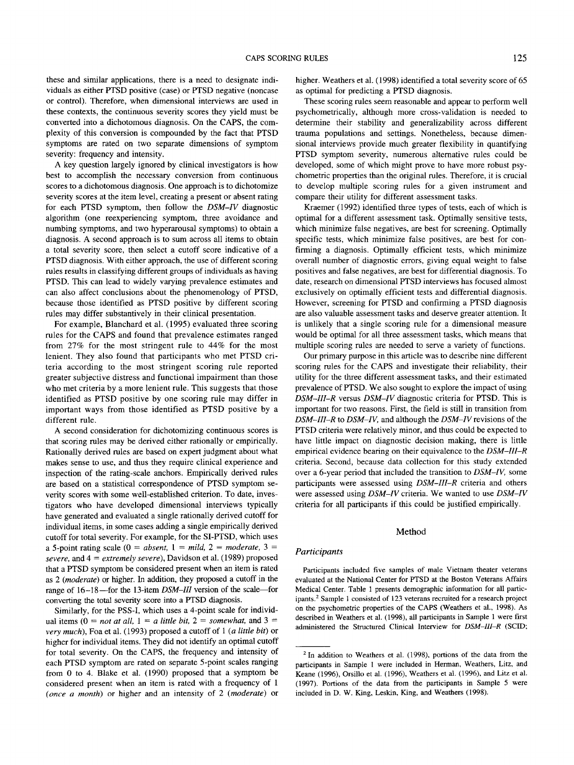these and similar applications, there is a need to designate individuals as either PTSD positive (case) or PTSD negative (noncase or control). Therefore, when dimensional interviews are used in these contexts, the continuous severity scores they yield must be converted into a dichotomous diagnosis. On the CAPS, the complexity of this conversion is compounded by the fact that PTSD symptoms are rated on two separate dimensions of symptom severity: frequency and intensity.

A key question largely ignored by clinical investigators is how best to accomplish the necessary conversion from continuous scores to a dichotomous diagnosis. One approach is to dichotomize severity scores at the item level, creating a present or absent rating for each PTSD symptom, then follow the *DSM–IV* diagnostic algorithm (one reexperiencing symptom, three avoidance and numbing symptoms, and two hyperarousal symptoms) to obtain a diagnosis. A second approach is to sum across all items to obtain a total severity score, then select a cutoff score indicative of a PTSD diagnosis. With either approach, the use of different scoring rules results in classifying different groups of individuals as having PTSD. This can lead to widely varying prevalence estimates and can also affect conclusions about the phenomenology of PTSD, because those identified as PTSD positive by different scoring rules may differ substantively in their clinical presentation.

For example, Blanchard et al. (1995) evaluated three scoring rules for the CAPS and found that prevalence estimates ranged from 27% for the most stringent rule to 44% for the most lenient. They also found that participants who met PTSD criteria according to the most stringent scoring rule reported greater subjective distress and functional impairment than those who met criteria by a more lenient rule. This suggests that those identified as PTSD positive by one scoring rule may differ in important ways from those identified as PTSD positive by a different rule.

A second consideration for dichotomizing continuous scores is that scoring rules may be derived either rationally or empirically. Rationally derived rules are based on expert judgment about what makes sense to use, and thus they require clinical experience and inspection of the rating-scale anchors. Empirically derived rules are based on a statistical correspondence of PTSD symptom severity scores with some well-established criterion. To date, investigators who have developed dimensional interviews typically have generated and evaluated a single rationally derived cutoff for individual items, in some cases adding a single empirically derived cutoff for total severity. For example, for the SI-PTSD, which uses a 5-point rating scale (0 = *absent*, 1 = *mild*, 2 = *moderate*, 3 = *severe*, and 4 = *extremely severe*), Davidson et al. (1989) proposed that a PTSD symptom be considered present when an item is rated as 2 (*moderate*) or higher. In addition, they proposed a cutoff in the range of 16–18—for the 13-item *DSM–III* version of the scale—for converting the total severity score into a PTSD diagnosis.

Similarly, for the PSS-I, which uses a 4-point scale for individual items (0 = *not at all*, 1 = *a little bit*, 2 = *somewhat*, and 3 = *very much*), Foa et al. (1993) proposed a cutoff of 1 (*a little bit*) or higher for individual items. They did not identify an optimal cutoff for total severity. On the CAPS, the frequency and intensity of each PTSD symptom are rated on separate 5-point scales ranging from 0 to 4. Blake et al. (1990) proposed that a symptom be considered present when an item is rated with a frequency of 1 (*once a month*) or higher and an intensity of 2 (*moderate*) or higher. Weathers et al. (1998) identified a total severity score of 65 as optimal for predicting a PTSD diagnosis.

These scoring rules seem reasonable and appear to perform well psychometrically, although more cross-validation is needed to determine their stability and generalizability across different trauma populations and settings. Nonetheless, because dimensional interviews provide much greater flexibility in quantifying PTSD symptom severity, numerous alternative rules could be developed, some of which might prove to have more robust psychometric properties than the original rules. Therefore, it is crucial to develop multiple scoring rules for a given instrument and compare their utility for different assessment tasks.

Kraemer (1992) identified three types of tests, each of which is optimal for a different assessment task. Optimally sensitive tests, which minimize false negatives, are best for screening. Optimally specific tests, which minimize false positives, are best for confirming a diagnosis. Optimally efficient tests, which minimize overall number of diagnostic errors, giving equal weight to false positives and false negatives, are best for differential diagnosis. To date, research on dimensional PTSD interviews has focused almost exclusively on optimally efficient tests and differential diagnosis. However, screening for PTSD and confirming a PTSD diagnosis are also valuable assessment tasks and deserve greater attention. It is unlikely that a single scoring rule for a dimensional measure would be optimal for all three assessment tasks, which means that multiple scoring rules are needed to serve a variety of functions.

Our primary purpose in this article was to describe nine different scoring rules for the CAPS and investigate their reliability, their utility for the three different assessment tasks, and their estimated prevalence of PTSD. We also sought to explore the impact of using *DSM–III–R* versus *DSM–IV* diagnostic criteria for PTSD. This is important for two reasons. First, the field is still in transition from *DSM–III–R* to *DSM–IV*, and although the *DSM–IV* revisions of the PTSD criteria were relatively minor, and thus could be expected to have little impact on diagnostic decision making, there is little empirical evidence bearing on their equivalence to the *DSM–III–R* criteria. Second, because data collection for this study extended over a 6-year period that included the transition to *DSM–IV*, some participants were assessed using *DSM–III–R* criteria and others were assessed using *DSM–IV* criteria. We wanted to use *DSM–IV* criteria for all participants if this could be justified empirically.

## Method

### *Participants*

Participants included five samples of male Vietnam theater veterans evaluated at the National Center for PTSD at the Boston Veterans Affairs Medical Center. Table 1 presents demographic information for all participants.[2] Sample 1 consisted of 123 veterans recruited for a research project on the psychometric properties of the CAPS (Weathers et al., 1998). As described in Weathers et al. (1998), all participants in Sample 1 were first administered the Structured Clinical Interview for *DSM–III–R* (SCID;

---

[2] In addition to Weathers et al. (1998), portions of the data from the participants in Sample 1 were included in Herman, Weathers, Litz, and Keane (1996), Orsillo et al. (1996), Weathers et al. (1996), and Litz et al. (1997). Portions of the data from the participants in Sample 5 were included in D. W. King, Leskin, King, and Weathers (1998).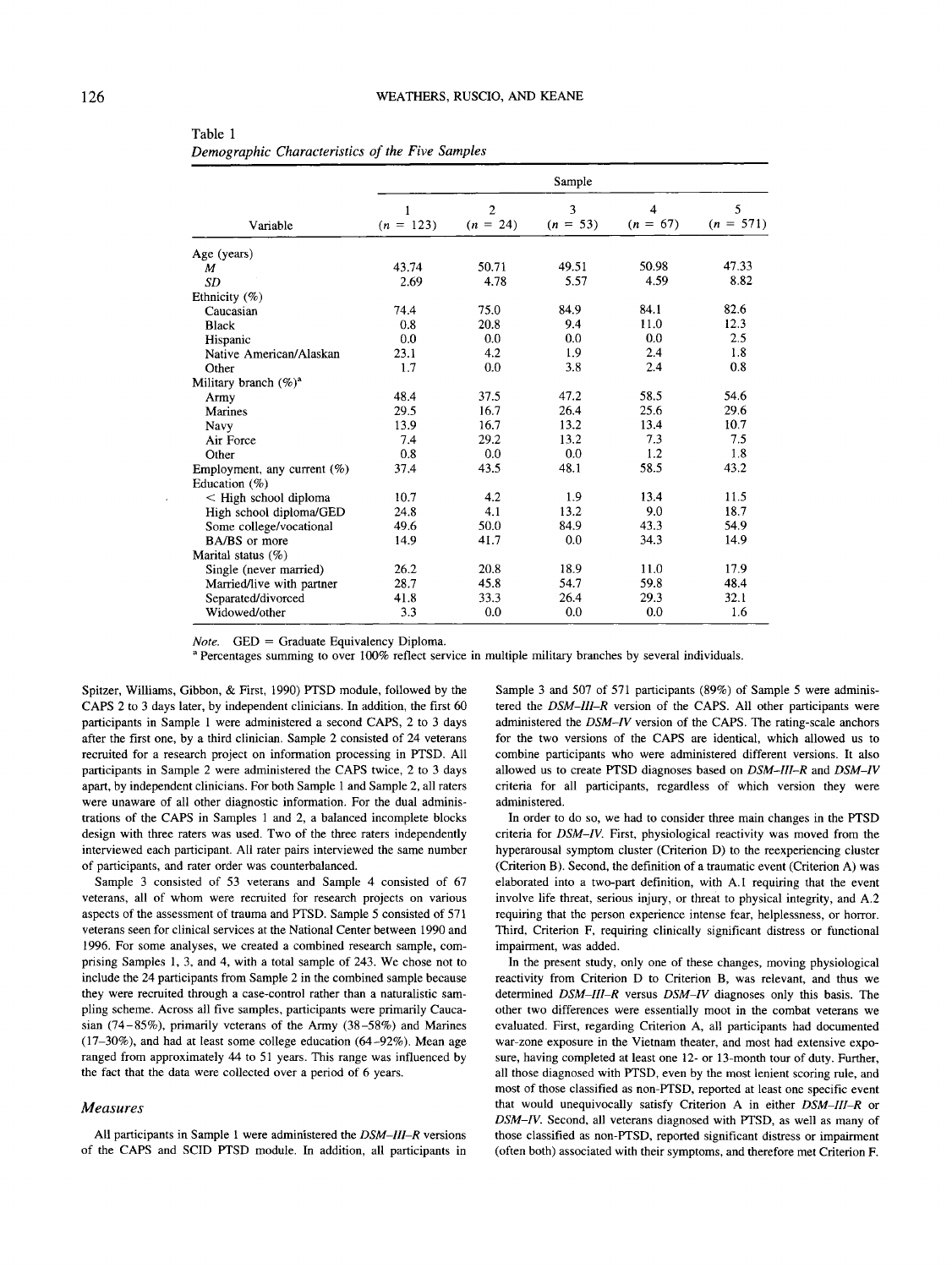Table 1
*Demographic Characteristics of the Five Samples*

| Variable | Sample 1 ($n$ = 123) | Sample 2 ($n$ = 24) | Sample 3 ($n$ = 53) | Sample 4 ($n$ = 67) | Sample 5 ($n$ = 571) |
|---|---|---|---|---|---|
| Age (years) | | | | | |
| *M* | 43.74 | 50.71 | 49.51 | 50.98 | 47.33 |
| *SD* | 2.69 | 4.78 | 5.57 | 4.59 | 8.82 |
| Ethnicity (%) | | | | | |
| Caucasian | 74.4 | 75.0 | 84.9 | 84.1 | 82.6 |
| Black | 0.8 | 20.8 | 9.4 | 11.0 | 12.3 |
| Hispanic | 0.0 | 0.0 | 0.0 | 0.0 | 2.5 |
| Native American/Alaskan | 23.1 | 4.2 | 1.9 | 2.4 | 1.8 |
| Other | 1.7 | 0.0 | 3.8 | 2.4 | 0.8 |
| Military branch (%)[a] | | | | | |
| Army | 48.4 | 37.5 | 47.2 | 58.5 | 54.6 |
| Marines | 29.5 | 16.7 | 26.4 | 25.6 | 29.6 |
| Navy | 13.9 | 16.7 | 13.2 | 13.4 | 10.7 |
| Air Force | 7.4 | 29.2 | 13.2 | 7.3 | 7.5 |
| Other | 0.8 | 0.0 | 0.0 | 1.2 | 1.8 |
| Employment, any current (%) | 37.4 | 43.5 | 48.1 | 58.5 | 43.2 |
| Education (%) | | | | | |
| < High school diploma | 10.7 | 4.2 | 1.9 | 13.4 | 11.5 |
| High school diploma/GED | 24.8 | 4.1 | 13.2 | 9.0 | 18.7 |
| Some college/vocational | 49.6 | 50.0 | 84.9 | 43.3 | 54.9 |
| BA/BS or more | 14.9 | 41.7 | 0.0 | 34.3 | 14.9 |
| Marital status (%) | | | | | |
| Single (never married) | 26.2 | 20.8 | 18.9 | 11.0 | 17.9 |
| Married/live with partner | 28.7 | 45.8 | 54.7 | 59.8 | 48.4 |
| Separated/divorced | 41.8 | 33.3 | 26.4 | 29.3 | 32.1 |
| Widowed/other | 3.3 | 0.0 | 0.0 | 0.0 | 1.6 |

*Note.* GED = Graduate Equivalency Diploma.
[a] Percentages summing to over 100% reflect service in multiple military branches by several individuals.

Spitzer, Williams, Gibbon, & First, 1990) PTSD module, followed by the CAPS 2 to 3 days later, by independent clinicians. In addition, the first 60 participants in Sample 1 were administered a second CAPS, 2 to 3 days after the first one, by a third clinician. Sample 2 consisted of 24 veterans recruited for a research project on information processing in PTSD. All participants in Sample 2 were administered the CAPS twice, 2 to 3 days apart, by independent clinicians. For both Sample 1 and Sample 2, all raters were unaware of all other diagnostic information. For the dual administrations of the CAPS in Samples 1 and 2, a balanced incomplete blocks design with three raters was used. Two of the three raters independently interviewed each participant. All rater pairs interviewed the same number of participants, and rater order was counterbalanced.

Sample 3 consisted of 53 veterans and Sample 4 consisted of 67 veterans, all of whom were recruited for research projects on various aspects of the assessment of trauma and PTSD. Sample 5 consisted of 571 veterans seen for clinical services at the National Center between 1990 and 1996. For some analyses, we created a combined research sample, comprising Samples 1, 3, and 4, with a total sample of 243. We chose not to include the 24 participants from Sample 2 in the combined sample because they were recruited through a case-control rather than a naturalistic sampling scheme. Across all five samples, participants were primarily Caucasian (74–85%), primarily veterans of the Army (38–58%) and Marines (17–30%), and had at least some college education (64–92%). Mean age ranged from approximately 44 to 51 years. This range was influenced by the fact that the data were collected over a period of 6 years.

### Measures

All participants in Sample 1 were administered the *DSM–III–R* versions of the CAPS and SCID PTSD module. In addition, all participants in Sample 3 and 507 of 571 participants (89%) of Sample 5 were administered the *DSM–III–R* version of the CAPS. All other participants were administered the *DSM–IV* version of the CAPS. The rating-scale anchors for the two versions of the CAPS are identical, which allowed us to combine participants who were administered different versions. It also allowed us to create PTSD diagnoses based on *DSM–III–R* and *DSM–IV* criteria for all participants, regardless of which version they were administered.

In order to do so, we had to consider three main changes in the PTSD criteria for *DSM–IV*. First, physiological reactivity was moved from the hyperarousal symptom cluster (Criterion D) to the reexperiencing cluster (Criterion B). Second, the definition of a traumatic event (Criterion A) was elaborated into a two-part definition, with A.1 requiring that the event involve life threat, serious injury, or threat to physical integrity, and A.2 requiring that the person experience intense fear, helplessness, or horror. Third, Criterion F, requiring clinically significant distress or functional impairment, was added.

In the present study, only one of these changes, moving physiological reactivity from Criterion D to Criterion B, was relevant, and thus we determined *DSM–III–R* versus *DSM–IV* diagnoses only this basis. The other two differences were essentially moot in the combat veterans we evaluated. First, regarding Criterion A, all participants had documented war-zone exposure in the Vietnam theater, and most had extensive exposure, having completed at least one 12- or 13-month tour of duty. Further, all those diagnosed with PTSD, even by the most lenient scoring rule, and most of those classified as non-PTSD, reported at least one specific event that would unequivocally satisfy Criterion A in either *DSM–III–R* or *DSM–IV*. Second, all veterans diagnosed with PTSD, as well as many of those classified as non-PTSD, reported significant distress or impairment (often both) associated with their symptoms, and therefore met Criterion F.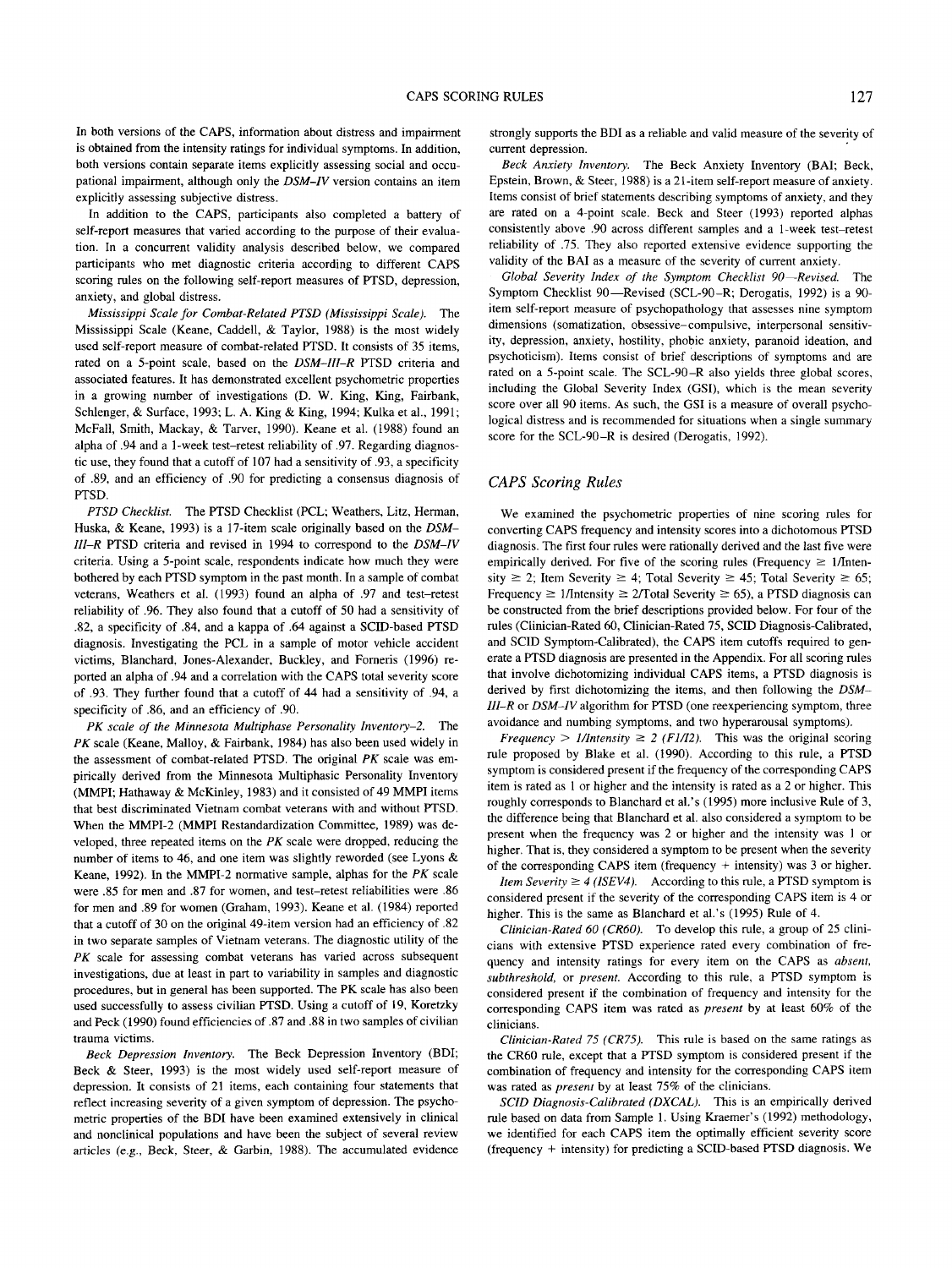In both versions of the CAPS, information about distress and impairment is obtained from the intensity ratings for individual symptoms. In addition, both versions contain separate items explicitly assessing social and occupational impairment, although only the *DSM–IV* version contains an item explicitly assessing subjective distress.

In addition to the CAPS, participants also completed a battery of self-report measures that varied according to the purpose of their evaluation. In a concurrent validity analysis described below, we compared participants who met diagnostic criteria according to different CAPS scoring rules on the following self-report measures of PTSD, depression, anxiety, and global distress.

*Mississippi Scale for Combat-Related PTSD (Mississippi Scale).* The Mississippi Scale (Keane, Caddell, & Taylor, 1988) is the most widely used self-report measure of combat-related PTSD. It consists of 35 items, rated on a 5-point scale, based on the *DSM–III* PTSD criteria and associated features. It has demonstrated excellent psychometric properties in a growing number of investigations (D. W. King, King, Fairbank, Schlenger, & Surface, 1993; L. A. King & King, 1994; Kulka et al., 1991; McFall, Smith, Mackay, & Tarver, 1990). Keane et al. (1988) found an alpha of .94 and a 1-week test–retest reliability of .97. Regarding diagnostic use, they found that a cutoff of 107 had a sensitivity of .93, a specificity of .89, and an efficiency of .90 for predicting a consensus diagnosis of PTSD.

*PTSD Checklist.* The PTSD Checklist (PCL; Weathers, Litz, Herman, Huska, & Keane, 1993) is a 17-item scale originally based on the *DSM–III–R* PTSD criteria and revised in 1994 to correspond to the *DSM–IV* criteria. Using a 5-point scale, respondents indicate how much they were bothered by each PTSD symptom in the past month. In a sample of combat veterans, Weathers et al. (1993) found an alpha of .97 and test–retest reliability of .96. They also found that a cutoff of 50 had a sensitivity of .82, a specificity of .84, and a kappa of .64 against a SCID-based PTSD diagnosis. Investigating the PCL in a sample of motor vehicle accident victims, Blanchard, Jones-Alexander, Buckley, and Forneris (1996) reported an alpha of .94 and a correlation with the CAPS total severity score of .93. They further found that a cutoff of 44 had a sensitivity of .94, a specificity of .86, and an efficiency of .90.

*PK scale of the Minnesota Multiphase Personality Inventory–2.* The *PK* scale (Keane, Malloy, & Fairbank, 1984) has also been used widely in the assessment of combat-related PTSD. The original *PK* scale was empirically derived from the Minnesota Multiphasic Personality Inventory (MMPI; Hathaway & McKinley, 1983) and it consisted of 49 MMPI items that best discriminated Vietnam combat veterans with and without PTSD. When the MMPI-2 (MMPI Restandardization Committee, 1989) was developed, three repeated items on the *PK* scale were dropped, reducing the number of items to 46, and one item was slightly reworded (see Lyons & Keane, 1992). In the MMPI-2 normative sample, alphas for the *PK* scale were .85 for men and .87 for women, and test–retest reliabilities were .86 for men and .89 for women (Graham, 1993). Keane et al. (1984) reported that a cutoff of 30 on the original 49-item version had an efficiency of .82 in two separate samples of Vietnam veterans. The diagnostic utility of the *PK* scale for assessing combat veterans has varied across subsequent investigations, due at least in part to variability in samples and diagnostic procedures, but in general has been supported. The PK scale has also been used successfully to assess civilian PTSD. Using a cutoff of 19, Koretzky and Peck (1990) found efficiencies of .87 and .88 in two samples of civilian trauma victims.

*Beck Depression Inventory.* The Beck Depression Inventory (BDI; Beck & Steer, 1993) is the most widely used self-report measure of depression. It consists of 21 items, each containing four statements that reflect increasing severity of a given symptom of depression. The psychometric properties of the BDI have been examined extensively in clinical and nonclinical populations and have been the subject of several review articles (e.g., Beck, Steer, & Garbin, 1988). The accumulated evidence strongly supports the BDI as a reliable and valid measure of the severity of current depression.

*Beck Anxiety Inventory.* The Beck Anxiety Inventory (BAI; Beck, Epstein, Brown, & Steer, 1988) is a 21-item self-report measure of anxiety. Items consist of brief statements describing symptoms of anxiety, and they are rated on a 4-point scale. Beck and Steer (1993) reported alphas consistently above .90 across different samples and a 1-week test–retest reliability of .75. They also reported extensive evidence supporting the validity of the BAI as a measure of the severity of current anxiety.

*Global Severity Index of the Symptom Checklist 90—Revised.* The Symptom Checklist 90—Revised (SCL-90–R; Derogatis, 1992) is a 90-item self-report measure of psychopathology that assesses nine symptom dimensions (somatization, obsessive–compulsive, interpersonal sensitivity, depression, anxiety, hostility, phobic anxiety, paranoid ideation, and psychoticism). Items consist of brief descriptions of symptoms and are rated on a 5-point scale. The SCL-90–R also yields three global scores, including the Global Severity Index (GSI), which is the mean severity score over all 90 items. As such, the GSI is a measure of overall psychological distress and is recommended for situations when a single summary score for the SCL-90–R is desired (Derogatis, 1992).

## *CAPS Scoring Rules*

We examined the psychometric properties of nine scoring rules for converting CAPS frequency and intensity scores into a dichotomous PTSD diagnosis. The first four rules were rationally derived and the last five were empirically derived. For five of the scoring rules (Frequency $\geq$ 1/Intensity $\geq$ 2; Item Severity $\geq$ 4; Total Severity $\geq$ 45; Total Severity $\geq$ 65; Frequency $\geq$ 1/Intensity $\geq$ 2/Total Severity $\geq$ 65), a PTSD diagnosis can be constructed from the brief descriptions provided below. For four of the rules (Clinician-Rated 60, Clinician-Rated 75, SCID Diagnosis-Calibrated, and SCID Symptom-Calibrated), the CAPS item cutoffs required to generate a PTSD diagnosis are presented in the Appendix. For all scoring rules that involve dichotomizing individual CAPS items, a PTSD diagnosis is derived by first dichotomizing the items, and then following the *DSM–III–R* or *DSM–IV* algorithm for PTSD (one reexperiencing symptom, three avoidance and numbing symptoms, and two hyperarousal symptoms).

*Frequency $\geq$ 1/Intensity $\geq$ 2 (F1/I2).* This was the original scoring rule proposed by Blake et al. (1990). According to this rule, a PTSD symptom is considered present if the frequency of the corresponding CAPS item is rated as 1 or higher and the intensity is rated as a 2 or higher. This roughly corresponds to Blanchard et al.'s (1995) more inclusive Rule of 3, the difference being that Blanchard et al. also considered a symptom to be present when the frequency was 2 or higher and the intensity was 1 or higher. That is, they considered a symptom to be present when the severity of the corresponding CAPS item (frequency + intensity) was 3 or higher.

*Item Severity $\geq$ 4 (ISEV4).* According to this rule, a PTSD symptom is considered present if the severity of the corresponding CAPS item is 4 or higher. This is the same as Blanchard et al.'s (1995) Rule of 4.

*Clinician-Rated 60 (CR60).* To develop this rule, a group of 25 clinicians with extensive PTSD experience rated every combination of frequency and intensity ratings for every item on the CAPS as *absent*, *subthreshold*, or *present*. According to this rule, a PTSD symptom is considered present if the combination of frequency and intensity for the corresponding CAPS item was rated as *present* by at least 60% of the clinicians.

*Clinician-Rated 75 (CR75).* This rule is based on the same ratings as the CR60 rule, except that a PTSD symptom is considered present if the combination of frequency and intensity for the corresponding CAPS item was rated as *present* by at least 75% of the clinicians.

*SCID Diagnosis-Calibrated (DXCAL).* This is an empirically derived rule based on data from Sample 1. Using Kraemer's (1992) methodology, we identified for each CAPS item the optimally efficient severity score (frequency + intensity) for predicting a SCID-based PTSD diagnosis. We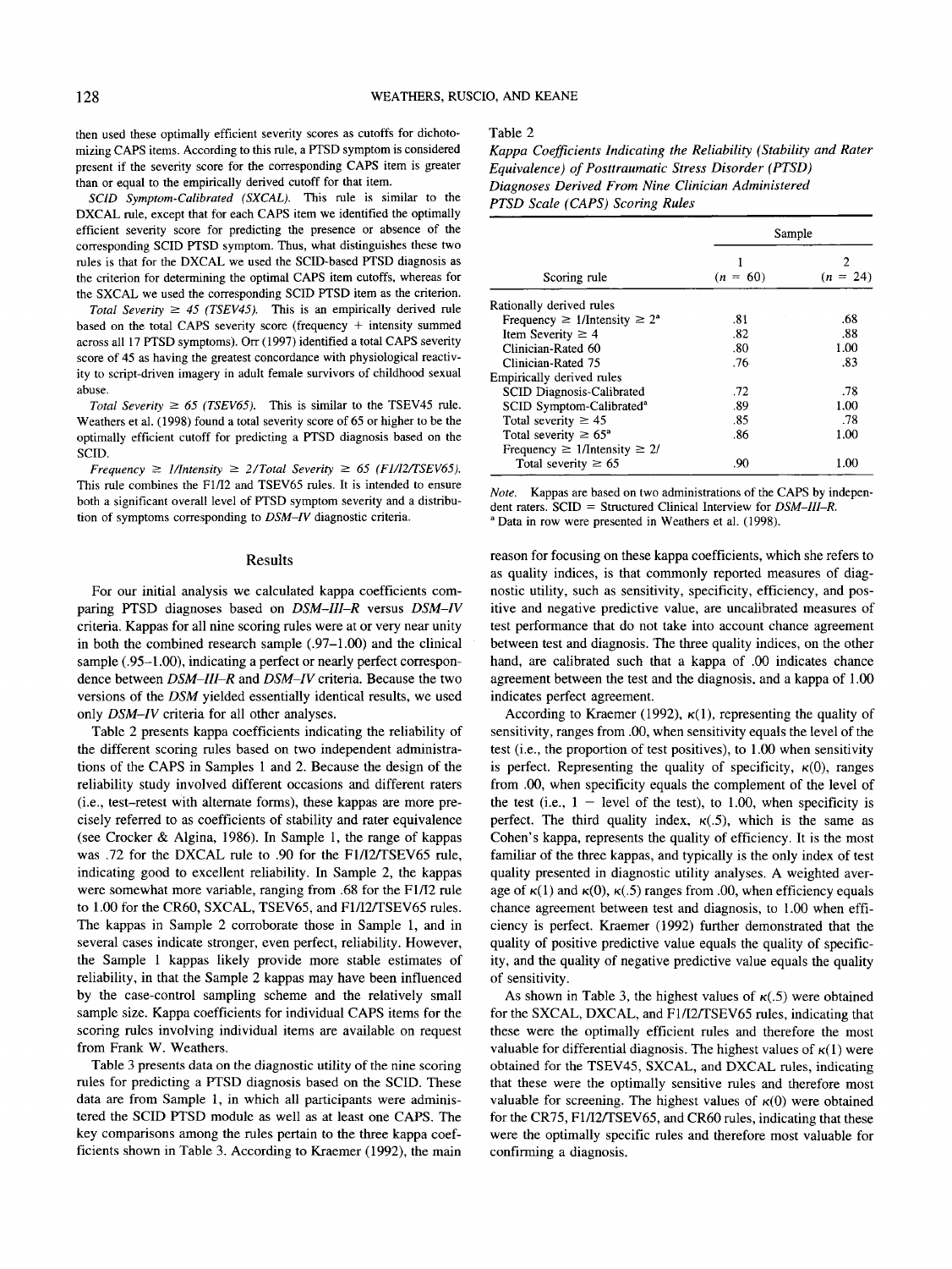then used these optimally efficient severity scores as cutoffs for dichotomizing CAPS items. According to this rule, a PTSD symptom is considered present if the severity score for the corresponding CAPS item is greater than or equal to the empirically derived cutoff for that item.

*SCID Symptom-Calibrated (SXCAL).* This rule is similar to the DXCAL rule, except that for each CAPS item we identified the optimally efficient severity score for predicting the presence or absence of the corresponding SCID PTSD symptom. Thus, what distinguishes these two rules is that for the DXCAL we used the SCID-based PTSD diagnosis as the criterion for determining the optimal CAPS item cutoffs, whereas for the SXCAL we used the corresponding SCID PTSD item as the criterion.

*Total Severity ≥ 45 (TSEV45).* This is an empirically derived rule based on the total CAPS severity score (frequency + intensity summed across all 17 PTSD symptoms). Orr (1997) identified a total CAPS severity score of 45 as having the greatest concordance with physiological reactivity to script-driven imagery in adult female survivors of childhood sexual abuse.

*Total Severity ≥ 65 (TSEV65).* This is similar to the TSEV45 rule. Weathers et al. (1998) found a total severity score of 65 or higher to be the optimally efficient cutoff for predicting a PTSD diagnosis based on the SCID.

*Frequency ≥ 1/Intensity ≥ 2/Total Severity ≥ 65 (F1/I2/TSEV65).* This rule combines the F1/I2 and TSEV65 rules. It is intended to ensure both a significant overall level of PTSD symptom severity and a distribution of symptoms corresponding to *DSM–IV* diagnostic criteria.

## Results

For our initial analysis we calculated kappa coefficients comparing PTSD diagnoses based on *DSM–III–R* versus *DSM–IV* criteria. Kappas for all nine scoring rules were at or very near unity in both the combined research sample (.97–1.00) and the clinical sample (.95–1.00), indicating a perfect or nearly perfect correspondence between *DSM–III–R* and *DSM–IV* criteria. Because the two versions of the *DSM* yielded essentially identical results, we used only *DSM–IV* criteria for all other analyses.

Table 2 presents kappa coefficients indicating the reliability of the different scoring rules based on two independent administrations of the CAPS in Samples 1 and 2. Because the design of the reliability study involved different occasions and different raters (i.e., test–retest with alternate forms), these kappas are more precisely referred to as coefficients of stability and rater equivalence (see Crocker & Algina, 1986). In Sample 1, the range of kappas was .72 for the DXCAL rule to .90 for the F1/I2/TSEV65 rule, indicating good to excellent reliability. In Sample 2, the kappas were somewhat more variable, ranging from .68 for the F1/I2 rule to 1.00 for the CR60, SXCAL, TSEV65, and F1/I2/TSEV65 rules. The kappas in Sample 2 corroborate those in Sample 1, and in several cases indicate stronger, even perfect, reliability. However, the Sample 1 kappas likely provide more stable estimates of reliability, in that the Sample 2 kappas may have been influenced by the case-control sampling scheme and the relatively small sample size. Kappa coefficients for individual CAPS items for the scoring rules involving individual items are available on request from Frank W. Weathers.

Table 3 presents data on the diagnostic utility of the nine scoring rules for predicting a PTSD diagnosis based on the SCID. These data are from Sample 1, in which all participants were administered the SCID PTSD module as well as at least one CAPS. The key comparisons among the rules pertain to the three kappa coefficients shown in Table 3. According to Kraemer (1992), the main reason for focusing on these kappa coefficients, which she refers to as quality indices, is that commonly reported measures of diagnostic utility, such as sensitivity, specificity, efficiency, and positive and negative predictive value, are uncalibrated measures of test performance that do not take into account chance agreement between test and diagnosis. The three quality indices, on the other hand, are calibrated such that a kappa of .00 indicates chance agreement between the test and the diagnosis, and a kappa of 1.00 indicates perfect agreement.

According to Kraemer (1992), $\kappa(1)$, representing the quality of sensitivity, ranges from .00, when sensitivity equals the level of the test (i.e., the proportion of test positives), to 1.00 when sensitivity is perfect. Representing the quality of specificity, $\kappa(0)$, ranges from .00, when specificity equals the complement of the level of the test (i.e., 1 − level of the test), to 1.00, when specificity is perfect. The third quality index, $\kappa(.5)$, which is the same as Cohen's kappa, represents the quality of efficiency. It is the most familiar of the three kappas, and typically is the only index of test quality presented in diagnostic utility analyses. A weighted average of $\kappa(1)$ and $\kappa(0)$, $\kappa(.5)$ ranges from .00, when efficiency equals chance agreement between test and diagnosis, to 1.00 when efficiency is perfect. Kraemer (1992) further demonstrated that the quality of positive predictive value equals the quality of specificity, and the quality of negative predictive value equals the quality of sensitivity.

As shown in Table 3, the highest values of $\kappa(.5)$ were obtained for the SXCAL, DXCAL, and F1/I2/TSEV65 rules, indicating that these were the optimally efficient rules and therefore the most valuable for differential diagnosis. The highest values of $\kappa(1)$ were obtained for the TSEV45, SXCAL, and DXCAL rules, indicating that these were the optimally sensitive rules and therefore most valuable for screening. The highest values of $\kappa(0)$ were obtained for the CR75, F1/I2/TSEV65, and CR60 rules, indicating that these were the optimally specific rules and therefore most valuable for confirming a diagnosis.

Table 2

*Kappa Coefficients Indicating the Reliability (Stability and Rater Equivalence) of Posttraumatic Stress Disorder (PTSD) Diagnoses Derived From Nine Clinician Administered PTSD Scale (CAPS) Scoring Rules*

| Scoring rule | Sample 1 ($n$ = 60) | Sample 2 ($n$ = 24) |
|---|---|---|
| Rationally derived rules | | |
| Frequency ≥ 1/Intensity ≥ 2[a] | .81 | .68 |
| Item Severity ≥ 4 | .82 | .88 |
| Clinician-Rated 60 | .80 | 1.00 |
| Clinician-Rated 75 | .76 | .83 |
| Empirically derived rules | | |
| SCID Diagnosis-Calibrated | .72 | .78 |
| SCID Symptom-Calibrated[a] | .89 | 1.00 |
| Total severity ≥ 45 | .85 | .78 |
| Total severity ≥ 65[a] | .86 | 1.00 |
| Frequency ≥ 1/Intensity ≥ 2/ Total severity ≥ 65 | .90 | 1.00 |

*Note.* Kappas are based on two administrations of the CAPS by independent raters. SCID = Structured Clinical Interview for *DSM–III–R*.
[a] Data in row were presented in Weathers et al. (1998).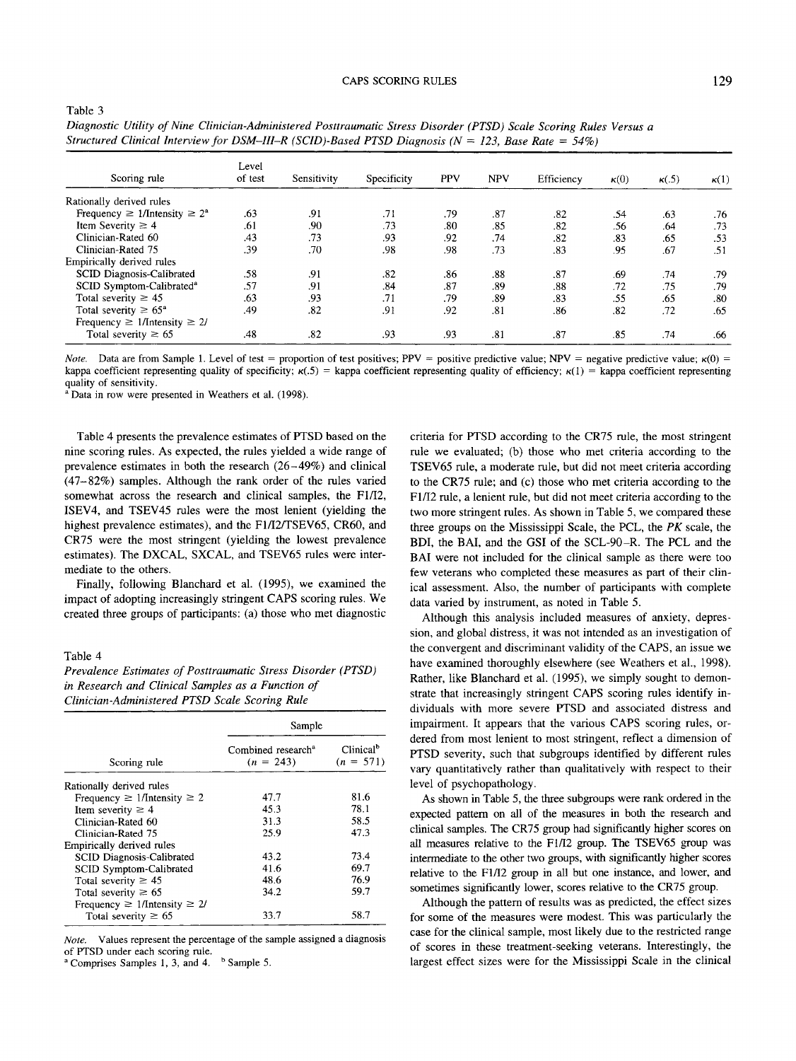Table 3

*Diagnostic Utility of Nine Clinician-Administered Posttraumatic Stress Disorder (PTSD) Scale Scoring Rules Versus a Structured Clinical Interview for DSM–III–R (SCID)-Based PTSD Diagnosis (N = 123, Base Rate = 54%)*

| Scoring rule | Level of test | Sensitivity | Specificity | PPV | NPV | Efficiency | κ(0) | κ(.5) | κ(1) |
|---|---|---|---|---|---|---|---|---|---|
| Rationally derived rules | | | | | | | | | |
| Frequency ≥ 1/Intensity ≥ 2[a] | .63 | .91 | .71 | .79 | .87 | .82 | .54 | .63 | .76 |
| Item Severity ≥ 4 | .61 | .90 | .73 | .80 | .85 | .82 | .56 | .64 | .73 |
| Clinician-Rated 60 | .43 | .73 | .93 | .92 | .74 | .82 | .83 | .65 | .53 |
| Clinician-Rated 75 | .39 | .70 | .98 | .98 | .73 | .83 | .95 | .67 | .51 |
| Empirically derived rules | | | | | | | | | |
| SCID Diagnosis-Calibrated | .58 | .91 | .82 | .86 | .88 | .87 | .69 | .74 | .79 |
| SCID Symptom-Calibrated[a] | .57 | .91 | .84 | .87 | .89 | .88 | .72 | .75 | .79 |
| Total severity ≥ 45 | .63 | .93 | .71 | .79 | .89 | .83 | .55 | .65 | .80 |
| Total severity ≥ 65[a] | .49 | .82 | .91 | .92 | .81 | .86 | .82 | .72 | .65 |
| Frequency ≥ 1/Intensity ≥ 2/ Total severity ≥ 65 | .48 | .82 | .93 | .93 | .81 | .87 | .85 | .74 | .66 |

*Note.* Data are from Sample 1. Level of test = proportion of test positives; PPV = positive predictive value; NPV = negative predictive value; κ(0) = kappa coefficient representing quality of specificity; κ(.5) = kappa coefficient representing quality of efficiency; κ(1) = kappa coefficient representing quality of sensitivity.
[a] Data in row were presented in Weathers et al. (1998).

Table 4 presents the prevalence estimates of PTSD based on the nine scoring rules. As expected, the rules yielded a wide range of prevalence estimates in both the research (26–49%) and clinical (47–82%) samples. Although the rank order of the rules varied somewhat across the research and clinical samples, the F1/I2, ISEV4, and TSEV45 rules were the most lenient (yielding the highest prevalence estimates), and the F1/I2/TSEV65, CR60, and CR75 were the most stringent (yielding the lowest prevalence estimates). The DXCAL, SXCAL, and TSEV65 rules were intermediate to the others.

Finally, following Blanchard et al. (1995), we examined the impact of adopting increasingly stringent CAPS scoring rules. We created three groups of participants: (a) those who met diagnostic criteria for PTSD according to the CR75 rule, the most stringent rule we evaluated; (b) those who met criteria according to the TSEV65 rule, a moderate rule, but did not meet criteria according to the CR75 rule; and (c) those who met criteria according to the F1/I2 rule, a lenient rule, but did not meet criteria according to the two more stringent rules. As shown in Table 5, we compared these three groups on the Mississippi Scale, the PCL, the *PK* scale, the BDI, the BAI, and the GSI of the SCL-90–R. The PCL and the BAI were not included for the clinical sample as there were too few veterans who completed these measures as part of their clinical assessment. Also, the number of participants with complete data varied by instrument, as noted in Table 5.

Table 4

*Prevalence Estimates of Posttraumatic Stress Disorder (PTSD) in Research and Clinical Samples as a Function of Clinician-Administered PTSD Scale Scoring Rule*

| Scoring rule | Sample: Combined research[a] (n = 243) | Sample: Clinical[b] (n = 571) |
|---|---|---|
| Rationally derived rules | | |
| Frequency ≥ 1/Intensity ≥ 2 | 47.7 | 81.6 |
| Item severity ≥ 4 | 45.3 | 78.1 |
| Clinician-Rated 60 | 31.3 | 58.5 |
| Clinician-Rated 75 | 25.9 | 47.3 |
| Empirically derived rules | | |
| SCID Diagnosis-Calibrated | 43.2 | 73.4 |
| SCID Symptom-Calibrated | 41.6 | 69.7 |
| Total severity ≥ 45 | 48.6 | 76.9 |
| Total severity ≥ 65 | 34.2 | 59.7 |
| Frequency ≥ 1/Intensity ≥ 2/ Total severity ≥ 65 | 33.7 | 58.7 |

*Note.* Values represent the percentage of the sample assigned a diagnosis of PTSD under each scoring rule.
[a] Comprises Samples 1, 3, and 4. [b] Sample 5.

Although this analysis included measures of anxiety, depression, and global distress, it was not intended as an investigation of the convergent and discriminant validity of the CAPS, an issue we have examined thoroughly elsewhere (see Weathers et al., 1998). Rather, like Blanchard et al. (1995), we simply sought to demonstrate that increasingly stringent CAPS scoring rules identify individuals with more severe PTSD and associated distress and impairment. It appears that the various CAPS scoring rules, ordered from most lenient to most stringent, reflect a dimension of PTSD severity, such that subgroups identified by different rules vary quantitatively rather than qualitatively with respect to their level of psychopathology.

As shown in Table 5, the three subgroups were rank ordered in the expected pattern on all of the measures in both the research and clinical samples. The CR75 group had significantly higher scores on all measures relative to the F1/I2 group. The TSEV65 group was intermediate to the other two groups, with significantly higher scores relative to the F1/I2 group in all but one instance, and lower, and sometimes significantly lower, scores relative to the CR75 group.

Although the pattern of results was as predicted, the effect sizes for some of the measures were modest. This was particularly the case for the clinical sample, most likely due to the restricted range of scores in these treatment-seeking veterans. Interestingly, the largest effect sizes were for the Mississippi Scale in the clinical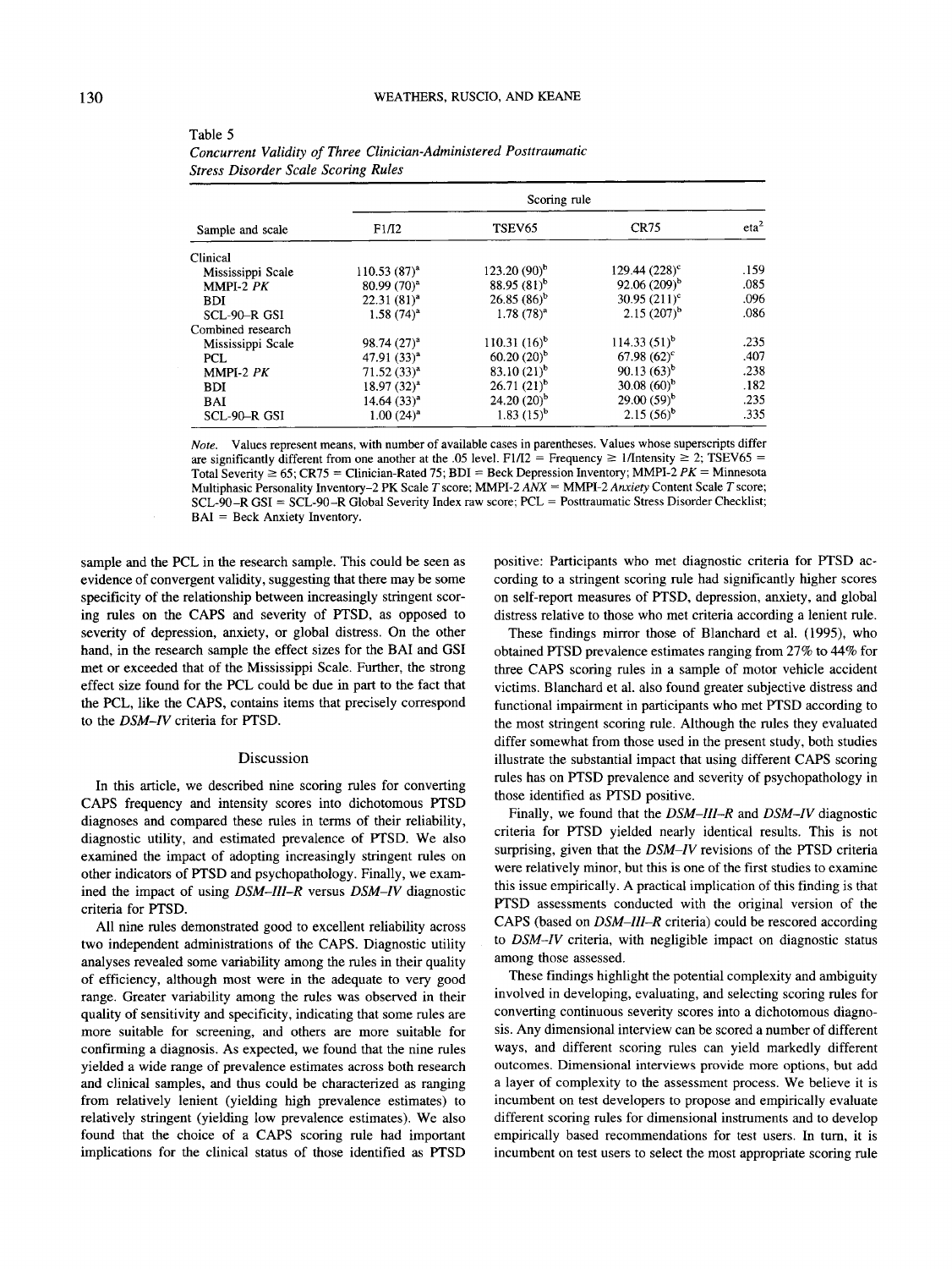Table 5
*Concurrent Validity of Three Clinician-Administered Posttraumatic Stress Disorder Scale Scoring Rules*

| Sample and scale | Scoring rule | | | |
|---|---|---|---|---|
| | F1/I2 | TSEV65 | CR75 | eta$^2$ |
| Clinical | | | | |
| Mississippi Scale | 110.53 (87)$^a$ | 123.20 (90)$^b$ | 129.44 (228)$^c$ | .159 |
| MMPI-2 *PK* | 80.99 (70)$^a$ | 88.95 (81)$^b$ | 92.06 (209)$^b$ | .085 |
| BDI | 22.31 (81)$^a$ | 26.85 (86)$^b$ | 30.95 (211)$^c$ | .096 |
| SCL-90–R GSI | 1.58 (74)$^a$ | 1.78 (78)$^a$ | 2.15 (207)$^b$ | .086 |
| Combined research | | | | |
| Mississippi Scale | 98.74 (27)$^a$ | 110.31 (16)$^b$ | 114.33 (51)$^b$ | .235 |
| PCL | 47.91 (33)$^a$ | 60.20 (20)$^b$ | 67.98 (62)$^c$ | .407 |
| MMPI-2 *PK* | 71.52 (33)$^a$ | 83.10 (21)$^b$ | 90.13 (63)$^b$ | .238 |
| BDI | 18.97 (32)$^a$ | 26.71 (21)$^b$ | 30.08 (60)$^b$ | .182 |
| BAI | 14.64 (33)$^a$ | 24.20 (20)$^b$ | 29.00 (59)$^b$ | .235 |
| SCL-90–R GSI | 1.00 (24)$^a$ | 1.83 (15)$^b$ | 2.15 (56)$^b$ | .335 |

*Note.* Values represent means, with number of available cases in parentheses. Values whose superscripts differ are significantly different from one another at the .05 level. F1/I2 = Frequency ≥ 1/Intensity ≥ 2; TSEV65 = Total Severity ≥ 65; CR75 = Clinician-Rated 75; BDI = Beck Depression Inventory; MMPI-2 *PK* = Minnesota Multiphasic Personality Inventory–2 PK Scale *T* score; MMPI-2 *ANX* = MMPI-2 *Anxiety* Content Scale *T* score; SCL-90–R GSI = SCL-90–R Global Severity Index raw score; PCL = Posttraumatic Stress Disorder Checklist; BAI = Beck Anxiety Inventory.

sample and the PCL in the research sample. This could be seen as evidence of convergent validity, suggesting that there may be some specificity of the relationship between increasingly stringent scoring rules on the CAPS and severity of PTSD, as opposed to severity of depression, anxiety, or global distress. On the other hand, in the research sample the effect sizes for the BAI and GSI met or exceeded that of the Mississippi Scale. Further, the strong effect size found for the PCL could be due in part to the fact that the PCL, like the CAPS, contains items that precisely correspond to the *DSM–IV* criteria for PTSD.

## Discussion

In this article, we described nine scoring rules for converting CAPS frequency and intensity scores into dichotomous PTSD diagnoses and compared these rules in terms of their reliability, diagnostic utility, and estimated prevalence of PTSD. We also examined the impact of adopting increasingly stringent rules on other indicators of PTSD and psychopathology. Finally, we examined the impact of using *DSM–III–R* versus *DSM–IV* diagnostic criteria for PTSD.

All nine rules demonstrated good to excellent reliability across two independent administrations of the CAPS. Diagnostic utility analyses revealed some variability among the rules in their quality of efficiency, although most were in the adequate to very good range. Greater variability among the rules was observed in their quality of sensitivity and specificity, indicating that some rules are more suitable for screening, and others are more suitable for confirming a diagnosis. As expected, we found that the nine rules yielded a wide range of prevalence estimates across both research and clinical samples, and thus could be characterized as ranging from relatively lenient (yielding high prevalence estimates) to relatively stringent (yielding low prevalence estimates). We also found that the choice of a CAPS scoring rule had important implications for the clinical status of those identified as PTSD positive: Participants who met diagnostic criteria for PTSD according to a stringent scoring rule had significantly higher scores on self-report measures of PTSD, depression, anxiety, and global distress relative to those who met criteria according a lenient rule.

These findings mirror those of Blanchard et al. (1995), who obtained PTSD prevalence estimates ranging from 27% to 44% for three CAPS scoring rules in a sample of motor vehicle accident victims. Blanchard et al. also found greater subjective distress and functional impairment in participants who met PTSD according to the most stringent scoring rule. Although the rules they evaluated differ somewhat from those used in the present study, both studies illustrate the substantial impact that using different CAPS scoring rules has on PTSD prevalence and severity of psychopathology in those identified as PTSD positive.

Finally, we found that the *DSM–III–R* and *DSM–IV* diagnostic criteria for PTSD yielded nearly identical results. This is not surprising, given that the *DSM–IV* revisions of the PTSD criteria were relatively minor, but this is one of the first studies to examine this issue empirically. A practical implication of this finding is that PTSD assessments conducted with the original version of the CAPS (based on *DSM–III–R* criteria) could be rescored according to *DSM–IV* criteria, with negligible impact on diagnostic status among those assessed.

These findings highlight the potential complexity and ambiguity involved in developing, evaluating, and selecting scoring rules for converting continuous severity scores into a dichotomous diagnosis. Any dimensional interview can be scored a number of different ways, and different scoring rules can yield markedly different outcomes. Dimensional interviews provide more options, but add a layer of complexity to the assessment process. We believe it is incumbent on test developers to propose and empirically evaluate different scoring rules for dimensional instruments and to develop empirically based recommendations for test users. In turn, it is incumbent on test users to select the most appropriate scoring rule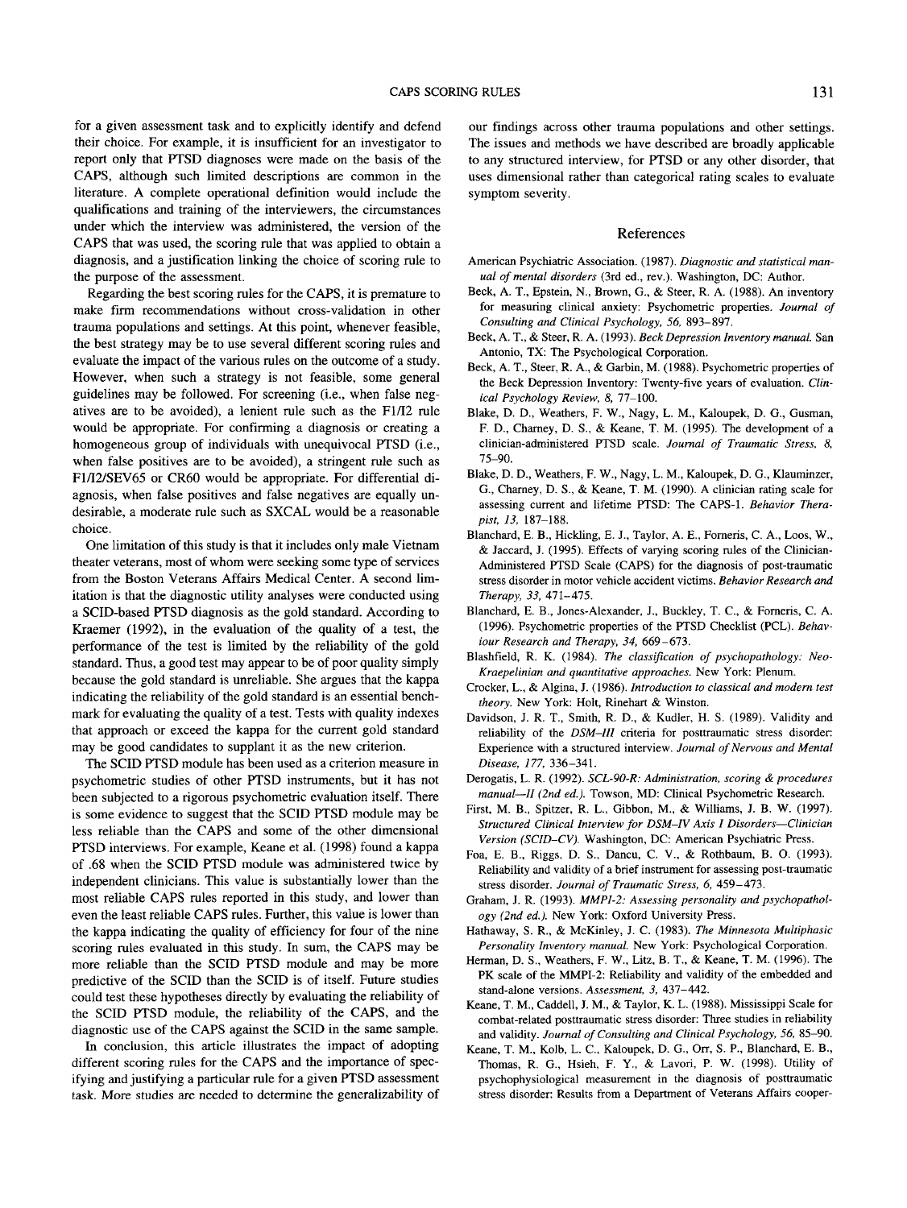for a given assessment task and to explicitly identify and defend their choice. For example, it is insufficient for an investigator to report only that PTSD diagnoses were made on the basis of the CAPS, although such limited descriptions are common in the literature. A complete operational definition would include the qualifications and training of the interviewers, the circumstances under which the interview was administered, the version of the CAPS that was used, the scoring rule that was applied to obtain a diagnosis, and a justification linking the choice of scoring rule to the purpose of the assessment.

Regarding the best scoring rules for the CAPS, it is premature to make firm recommendations without cross-validation in other trauma populations and settings. At this point, whenever feasible, the best strategy may be to use several different scoring rules and evaluate the impact of the various rules on the outcome of a study. However, when such a strategy is not feasible, some general guidelines may be followed. For screening (i.e., when false negatives are to be avoided), a lenient rule such as the F1/I2 rule would be appropriate. For confirming a diagnosis or creating a homogeneous group of individuals with unequivocal PTSD (i.e., when false positives are to be avoided), a stringent rule such as F1/I2/SEV65 or CR60 would be appropriate. For differential diagnosis, when false positives and false negatives are equally undesirable, a moderate rule such as SXCAL would be a reasonable choice.

One limitation of this study is that it includes only male Vietnam theater veterans, most of whom were seeking some type of services from the Boston Veterans Affairs Medical Center. A second limitation is that the diagnostic utility analyses were conducted using a SCID-based PTSD diagnosis as the gold standard. According to Kraemer (1992), in the evaluation of the quality of a test, the performance of the test is limited by the reliability of the gold standard. Thus, a good test may appear to be of poor quality simply because the gold standard is unreliable. She argues that the kappa indicating the reliability of the gold standard is an essential benchmark for evaluating the quality of a test. Tests with quality indexes that approach or exceed the kappa for the current gold standard may be good candidates to supplant it as the new criterion.

The SCID PTSD module has been used as a criterion measure in psychometric studies of other PTSD instruments, but it has not been subjected to a rigorous psychometric evaluation itself. There is some evidence to suggest that the SCID PTSD module may be less reliable than the CAPS and some of the other dimensional PTSD interviews. For example, Keane et al. (1998) found a kappa of .68 when the SCID PTSD module was administered twice by independent clinicians. This value is substantially lower than the most reliable CAPS rules reported in this study, and lower than even the least reliable CAPS rules. Further, this value is lower than the kappa indicating the quality of efficiency for four of the nine scoring rules evaluated in this study. In sum, the CAPS may be more reliable than the SCID PTSD module and may be more predictive of the SCID than the SCID is of itself. Future studies could test these hypotheses directly by evaluating the reliability of the SCID PTSD module, the reliability of the CAPS, and the diagnostic use of the CAPS against the SCID in the same sample.

In conclusion, this article illustrates the impact of adopting different scoring rules for the CAPS and the importance of specifying and justifying a particular rule for a given PTSD assessment task. More studies are needed to determine the generalizability of our findings across other trauma populations and other settings. The issues and methods we have described are broadly applicable to any structured interview, for PTSD or any other disorder, that uses dimensional rather than categorical rating scales to evaluate symptom severity.

## References

American Psychiatric Association. (1987). *Diagnostic and statistical manual of mental disorders* (3rd ed., rev.). Washington, DC: Author.

Beck, A. T., Epstein, N., Brown, G., & Steer, R. A. (1988). An inventory for measuring clinical anxiety: Psychometric properties. *Journal of Consulting and Clinical Psychology, 56,* 893–897.

Beck, A. T., & Steer, R. A. (1993). *Beck Depression Inventory manual.* San Antonio, TX: The Psychological Corporation.

Beck, A. T., Steer, R. A., & Garbin, M. (1988). Psychometric properties of the Beck Depression Inventory: Twenty-five years of evaluation. *Clinical Psychology Review, 8,* 77–100.

Blake, D. D., Weathers, F. W., Nagy, L. M., Kaloupek, D. G., Gusman, F. D., Charney, D. S., & Keane, T. M. (1995). The development of a clinician-administered PTSD scale. *Journal of Traumatic Stress, 8,* 75–90.

Blake, D. D., Weathers, F. W., Nagy, L. M., Kaloupek, D. G., Klauminzer, G., Charney, D. S., & Keane, T. M. (1990). A clinician rating scale for assessing current and lifetime PTSD: The CAPS-1. *Behavior Therapist, 13,* 187–188.

Blanchard, E. B., Hickling, E. J., Taylor, A. E., Forneris, C. A., Loos, W., & Jaccard, J. (1995). Effects of varying scoring rules of the Clinician-Administered PTSD Scale (CAPS) for the diagnosis of post-traumatic stress disorder in motor vehicle accident victims. *Behavior Research and Therapy, 33,* 471–475.

Blanchard, E. B., Jones-Alexander, J., Buckley, T. C., & Forneris, C. A. (1996). Psychometric properties of the PTSD Checklist (PCL). *Behaviour Research and Therapy, 34,* 669–673.

Blashfield, R. K. (1984). *The classification of psychopathology: Neo-Kraepelinian and quantitative approaches.* New York: Plenum.

Crocker, L., & Algina, J. (1986). *Introduction to classical and modern test theory.* New York: Holt, Rinehart & Winston.

Davidson, J. R. T., Smith, R. D., & Kudler, H. S. (1989). Validity and reliability of the *DSM–III* criteria for posttraumatic stress disorder: Experience with a structured interview. *Journal of Nervous and Mental Disease, 177,* 336–341.

Derogatis, L. R. (1992). *SCL-90-R: Administration, scoring & procedures manual—II (2nd ed.).* Towson, MD: Clinical Psychometric Research.

First, M. B., Spitzer, R. L., Gibbon, M., & Williams, J. B. W. (1997). *Structured Clinical Interview for DSM–IV Axis I Disorders—Clinician Version (SCID–CV).* Washington, DC: American Psychiatric Press.

Foa, E. B., Riggs, D. S., Dancu, C. V., & Rothbaum, B. O. (1993). Reliability and validity of a brief instrument for assessing post-traumatic stress disorder. *Journal of Traumatic Stress, 6,* 459–473.

Graham, J. R. (1993). *MMPI-2: Assessing personality and psychopathology (2nd ed.).* New York: Oxford University Press.

Hathaway, S. R., & McKinley, J. C. (1983). *The Minnesota Multiphasic Personality Inventory manual.* New York: Psychological Corporation.

Herman, D. S., Weathers, F. W., Litz, B. T., & Keane, T. M. (1996). The PK scale of the MMPI-2: Reliability and validity of the embedded and stand-alone versions. *Assessment, 3,* 437–442.

Keane, T. M., Caddell, J. M., & Taylor, K. L. (1988). Mississippi Scale for combat-related posttraumatic stress disorder: Three studies in reliability and validity. *Journal of Consulting and Clinical Psychology, 56,* 85–90.

Keane, T. M., Kolb, L. C., Kaloupek, D. G., Orr, S. P., Blanchard, E. B., Thomas, R. G., Hsieh, F. Y., & Lavori, P. W. (1998). Utility of psychophysiological measurement in the diagnosis of posttraumatic stress disorder: Results from a Department of Veterans Affairs cooper-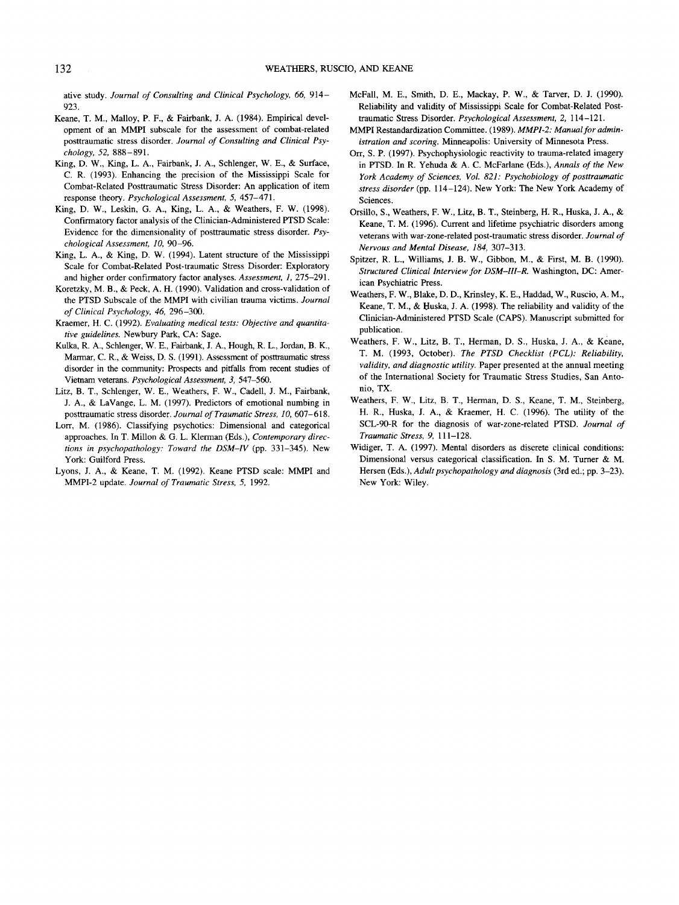ative study. *Journal of Consulting and Clinical Psychology, 66,* 914–923.

Keane, T. M., Malloy, P. F., & Fairbank, J. A. (1984). Empirical development of an MMPI subscale for the assessment of combat-related posttraumatic stress disorder. *Journal of Consulting and Clinical Psychology, 52,* 888–891.

King, D. W., King, L. A., Fairbank, J. A., Schlenger, W. E., & Surface, C. R. (1993). Enhancing the precision of the Mississippi Scale for Combat-Related Posttraumatic Stress Disorder: An application of item response theory. *Psychological Assessment, 5,* 457–471.

King, D. W., Leskin, G. A., King, L. A., & Weathers, F. W. (1998). Confirmatory factor analysis of the Clinician-Administered PTSD Scale: Evidence for the dimensionality of posttraumatic stress disorder. *Psychological Assessment, 10,* 90–96.

King, L. A., & King, D. W. (1994). Latent structure of the Mississippi Scale for Combat-Related Post-traumatic Stress Disorder: Exploratory and higher order confirmatory factor analyses. *Assessment, 1,* 275–291.

Koretzky, M. B., & Peck, A. H. (1990). Validation and cross-validation of the PTSD Subscale of the MMPI with civilian trauma victims. *Journal of Clinical Psychology, 46,* 296–300.

Kraemer, H. C. (1992). *Evaluating medical tests: Objective and quantitative guidelines.* Newbury Park, CA: Sage.

Kulka, R. A., Schlenger, W. E., Fairbank, J. A., Hough, R. L., Jordan, B. K., Marmar, C. R., & Weiss, D. S. (1991). Assessment of posttraumatic stress disorder in the community: Prospects and pitfalls from recent studies of Vietnam veterans. *Psychological Assessment, 3,* 547–560.

Litz, B. T., Schlenger, W. E., Weathers, F. W., Cadell, J. M., Fairbank, J. A., & LaVange, L. M. (1997). Predictors of emotional numbing in posttraumatic stress disorder. *Journal of Traumatic Stress, 10,* 607–618.

Lorr, M. (1986). Classifying psychotics: Dimensional and categorical approaches. In T. Millon & G. L. Klerman (Eds.), *Contemporary directions in psychopathology: Toward the DSM–IV* (pp. 331–345). New York: Guilford Press.

Lyons, J. A., & Keane, T. M. (1992). Keane PTSD scale: MMPI and MMPI-2 update. *Journal of Traumatic Stress, 5,* 1992.

McFall, M. E., Smith, D. E., Mackay, P. W., & Tarver, D. J. (1990). Reliability and validity of Mississippi Scale for Combat-Related Posttraumatic Stress Disorder. *Psychological Assessment, 2,* 114–121.

MMPI Restandardization Committee. (1989). *MMPI-2: Manual for administration and scoring.* Minneapolis: University of Minnesota Press.

Orr, S. P. (1997). Psychophysiologic reactivity to trauma-related imagery in PTSD. In R. Yehuda & A. C. McFarlane (Eds.), *Annals of the New York Academy of Sciences, Vol. 821: Psychobiology of posttraumatic stress disorder* (pp. 114–124). New York: The New York Academy of Sciences.

Orsillo, S., Weathers, F. W., Litz, B. T., Steinberg, H. R., Huska, J. A., & Keane, T. M. (1996). Current and lifetime psychiatric disorders among veterans with war-zone-related post-traumatic stress disorder. *Journal of Nervous and Mental Disease, 184,* 307–313.

Spitzer, R. L., Williams, J. B. W., Gibbon, M., & First, M. B. (1990). *Structured Clinical Interview for DSM–III–R.* Washington, DC: American Psychiatric Press.

Weathers, F. W., Blake, D. D., Krinsley, K. E., Haddad, W., Ruscio, A. M., Keane, T. M., & Huska, J. A. (1998). The reliability and validity of the Clinician-Administered PTSD Scale (CAPS). Manuscript submitted for publication.

Weathers, F. W., Litz, B. T., Herman, D. S., Huska, J. A., & Keane, T. M. (1993, October). *The PTSD Checklist (PCL): Reliability, validity, and diagnostic utility.* Paper presented at the annual meeting of the International Society for Traumatic Stress Studies, San Antonio, TX.

Weathers, F. W., Litz, B. T., Herman, D. S., Keane, T. M., Steinberg, H. R., Huska, J. A., & Kraemer, H. C. (1996). The utility of the SCL-90-R for the diagnosis of war-zone-related PTSD. *Journal of Traumatic Stress, 9,* 111–128.

Widiger, T. A. (1997). Mental disorders as discrete clinical conditions: Dimensional versus categorical classification. In S. M. Turner & M. Hersen (Eds.), *Adult psychopathology and diagnosis* (3rd ed.; pp. 3–23). New York: Wiley.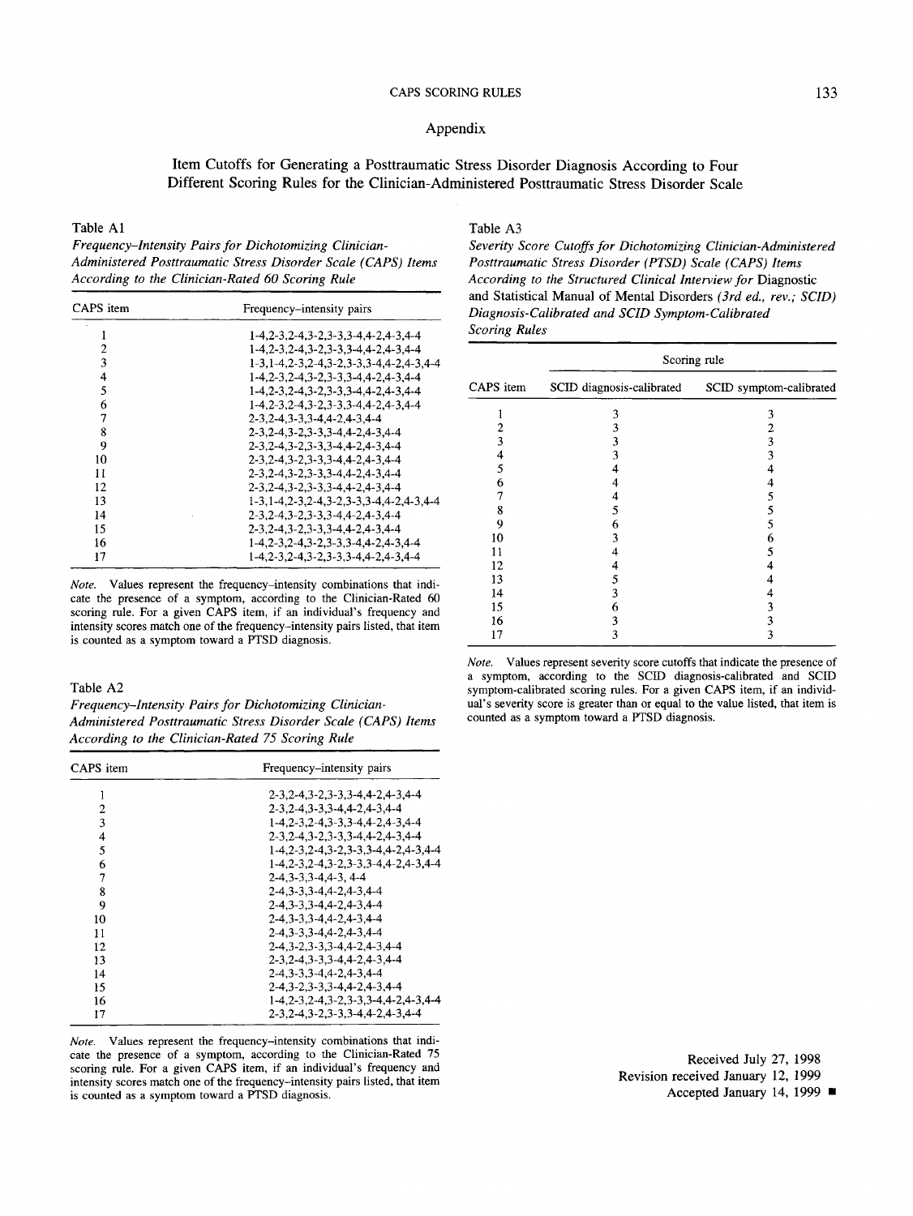## Appendix

### Item Cutoffs for Generating a Posttraumatic Stress Disorder Diagnosis According to Four Different Scoring Rules for the Clinician-Administered Posttraumatic Stress Disorder Scale

Table A1

*Frequency–Intensity Pairs for Dichotomizing Clinician-Administered Posttraumatic Stress Disorder Scale (CAPS) Items According to the Clinician-Rated 60 Scoring Rule*

| CAPS item | Frequency–intensity pairs |
|---|---|
| 1 | 1-4,2-3,2-4,3-2,3-3,3-4,4-2,4-3,4-4 |
| 2 | 1-4,2-3,2-4,3-2,3-3,3-4,4-2,4-3,4-4 |
| 3 | 1-3,1-4,2-3,2-4,3-2,3-3,3-4,4-2,4-3,4-4 |
| 4 | 1-4,2-3,2-4,3-2,3-3,3-4,4-2,4-3,4-4 |
| 5 | 1-4,2-3,2-4,3-2,3-3,3-4,4-2,4-3,4-4 |
| 6 | 1-4,2-3,2-4,3-2,3-3,3-4,4-2,4-3,4-4 |
| 7 | 2-3,2-4,3-3,3-4,4-2,4-3,4-4 |
| 8 | 2-3,2-4,3-2,3-3,3-4,4-2,4-3,4-4 |
| 9 | 2-3,2-4,3-2,3-3,3-4,4-2,4-3,4-4 |
| 10 | 2-3,2-4,3-2,3-3,3-4,4-2,4-3,4-4 |
| 11 | 2-3,2-4,3-2,3-3,3-4,4-2,4-3,4-4 |
| 12 | 2-3,2-4,3-2,3-3,3-4,4-2,4-3,4-4 |
| 13 | 1-3,1-4,2-3,2-4,3-2,3-3,3-4,4-2,4-3,4-4 |
| 14 | 2-3,2-4,3-2,3-3,3-4,4-2,4-3,4-4 |
| 15 | 2-3,2-4,3-2,3-3,3-4,4-2,4-3,4-4 |
| 16 | 1-4,2-3,2-4,3-2,3-3,3-4,4-2,4-3,4-4 |
| 17 | 1-4,2-3,2-4,3-2,3-3,3-4,4-2,4-3,4-4 |

*Note.* Values represent the frequency–intensity combinations that indicate the presence of a symptom, according to the Clinician-Rated 60 scoring rule. For a given CAPS item, if an individual's frequency and intensity scores match one of the frequency–intensity pairs listed, that item is counted as a symptom toward a PTSD diagnosis.

Table A2

*Frequency–Intensity Pairs for Dichotomizing Clinician-Administered Posttraumatic Stress Disorder Scale (CAPS) Items According to the Clinician-Rated 75 Scoring Rule*

| CAPS item | Frequency–intensity pairs |
|---|---|
| 1 | 2-3,2-4,3-2,3-3,3-4,4-2,4-3,4-4 |
| 2 | 2-3,2-4,3-3,3-4,4-2,4-3,4-4 |
| 3 | 1-4,2-3,2-4,3-3,3-4,4-2,4-3,4-4 |
| 4 | 2-3,2-4,3-2,3-3,3-4,4-2,4-3,4-4 |
| 5 | 1-4,2-3,2-4,3-2,3-3,3-4,4-2,4-3,4-4 |
| 6 | 1-4,2-3,2-4,3-2,3-3,3-4,4-2,4-3,4-4 |
| 7 | 2-4,3-3,3-4,4-3, 4-4 |
| 8 | 2-4,3-3,3-4,4-2,4-3,4-4 |
| 9 | 2-4,3-3,3-4,4-2,4-3,4-4 |
| 10 | 2-4,3-3,3-4,4-2,4-3,4-4 |
| 11 | 2-4,3-3,3-4,4-2,4-3,4-4 |
| 12 | 2-4,3-2,3-3,3-4,4-2,4-3,4-4 |
| 13 | 2-3,2-4,3-3,3-4,4-2,4-3,4-4 |
| 14 | 2-4,3-3,3-4,4-2,4-3,4-4 |
| 15 | 2-4,3-2,3-3,3-4,4-2,4-3,4-4 |
| 16 | 1-4,2-3,2-4,3-2,3-3,3-4,4-2,4-3,4-4 |
| 17 | 2-3,2-4,3-2,3-3,3-4,4-2,4-3,4-4 |

*Note.* Values represent the frequency–intensity combinations that indicate the presence of a symptom, according to the Clinician-Rated 75 scoring rule. For a given CAPS item, if an individual's frequency and intensity scores match one of the frequency–intensity pairs listed, that item is counted as a symptom toward a PTSD diagnosis.

Table A3

*Severity Score Cutoffs for Dichotomizing Clinician-Administered Posttraumatic Stress Disorder (PTSD) Scale (CAPS) Items According to the Structured Clinical Interview for* Diagnostic and Statistical Manual of Mental Disorders *(3rd ed., rev.; SCID) Diagnosis-Calibrated and SCID Symptom-Calibrated Scoring Rules*

| | Scoring rule | |
|---|---|---|
| CAPS item | SCID diagnosis-calibrated | SCID symptom-calibrated |
| 1 | 3 | 3 |
| 2 | 3 | 2 |
| 3 | 3 | 3 |
| 4 | 3 | 3 |
| 5 | 4 | 4 |
| 6 | 4 | 4 |
| 7 | 4 | 5 |
| 8 | 5 | 5 |
| 9 | 6 | 5 |
| 10 | 3 | 6 |
| 11 | 4 | 5 |
| 12 | 4 | 4 |
| 13 | 5 | 4 |
| 14 | 3 | 4 |
| 15 | 6 | 3 |
| 16 | 3 | 3 |
| 17 | 3 | 3 |

*Note.* Values represent severity score cutoffs that indicate the presence of a symptom, according to the SCID diagnosis-calibrated and SCID symptom-calibrated scoring rules. For a given CAPS item, if an individual's severity score is greater than or equal to the value listed, that item is counted as a symptom toward a PTSD diagnosis.

Received July 27, 1998
Revision received January 12, 1999
Accepted January 14, 1999 ■